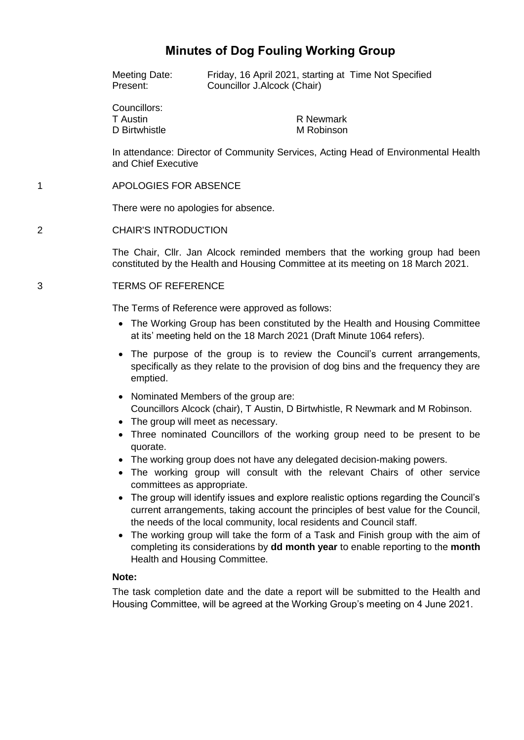# Minutes of Dog Fouling Working Group

Meeting Date: Friday, 16 April 2021, starting at Time Not Specified
Present: Councillor J.Alcock (Chair)

Councillors:

| | |
|---|---|
| T Austin | R Newmark |
| D Birtwhistle | M Robinson |

In attendance: Director of Community Services, Acting Head of Environmental Health and Chief Executive

## 1 APOLOGIES FOR ABSENCE

There were no apologies for absence.

## 2 CHAIR'S INTRODUCTION

The Chair, Cllr. Jan Alcock reminded members that the working group had been constituted by the Health and Housing Committee at its meeting on 18 March 2021.

## 3 TERMS OF REFERENCE

The Terms of Reference were approved as follows:

- The Working Group has been constituted by the Health and Housing Committee at its' meeting held on the 18 March 2021 (Draft Minute 1064 refers).
- The purpose of the group is to review the Council's current arrangements, specifically as they relate to the provision of dog bins and the frequency they are emptied.
- Nominated Members of the group are:
  Councillors Alcock (chair), T Austin, D Birtwhistle, R Newmark and M Robinson.
- The group will meet as necessary.
- Three nominated Councillors of the working group need to be present to be quorate.
- The working group does not have any delegated decision-making powers.
- The working group will consult with the relevant Chairs of other service committees as appropriate.
- The group will identify issues and explore realistic options regarding the Council's current arrangements, taking account the principles of best value for the Council, the needs of the local community, local residents and Council staff.
- The working group will take the form of a Task and Finish group with the aim of completing its considerations by **dd month year** to enable reporting to the **month** Health and Housing Committee.

**Note:**

The task completion date and the date a report will be submitted to the Health and Housing Committee, will be agreed at the Working Group's meeting on 4 June 2021.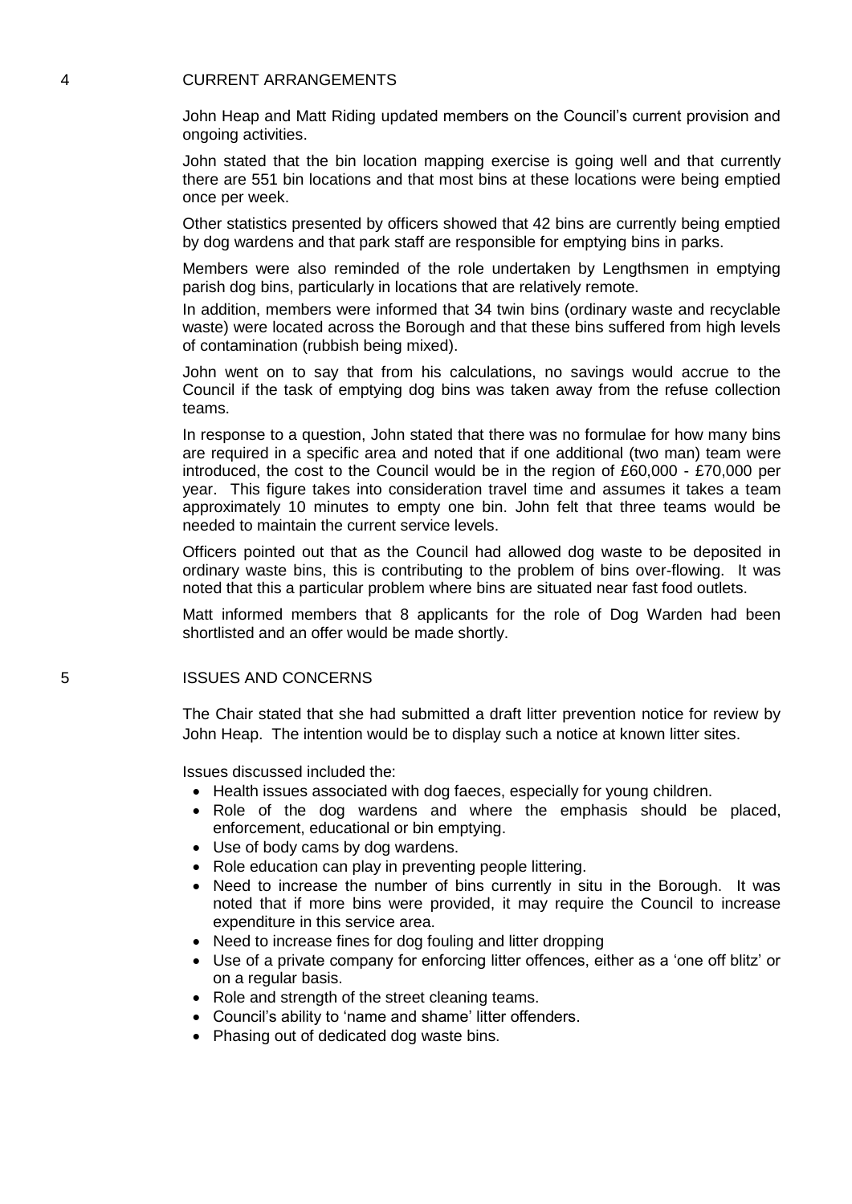## 4 CURRENT ARRANGEMENTS

John Heap and Matt Riding updated members on the Council's current provision and ongoing activities.

John stated that the bin location mapping exercise is going well and that currently there are 551 bin locations and that most bins at these locations were being emptied once per week.

Other statistics presented by officers showed that 42 bins are currently being emptied by dog wardens and that park staff are responsible for emptying bins in parks.

Members were also reminded of the role undertaken by Lengthsmen in emptying parish dog bins, particularly in locations that are relatively remote.

In addition, members were informed that 34 twin bins (ordinary waste and recyclable waste) were located across the Borough and that these bins suffered from high levels of contamination (rubbish being mixed).

John went on to say that from his calculations, no savings would accrue to the Council if the task of emptying dog bins was taken away from the refuse collection teams.

In response to a question, John stated that there was no formulae for how many bins are required in a specific area and noted that if one additional (two man) team were introduced, the cost to the Council would be in the region of £60,000 - £70,000 per year. This figure takes into consideration travel time and assumes it takes a team approximately 10 minutes to empty one bin. John felt that three teams would be needed to maintain the current service levels.

Officers pointed out that as the Council had allowed dog waste to be deposited in ordinary waste bins, this is contributing to the problem of bins over-flowing. It was noted that this a particular problem where bins are situated near fast food outlets.

Matt informed members that 8 applicants for the role of Dog Warden had been shortlisted and an offer would be made shortly.

## 5 ISSUES AND CONCERNS

The Chair stated that she had submitted a draft litter prevention notice for review by John Heap. The intention would be to display such a notice at known litter sites.

Issues discussed included the:

- Health issues associated with dog faeces, especially for young children.
- Role of the dog wardens and where the emphasis should be placed, enforcement, educational or bin emptying.
- Use of body cams by dog wardens.
- Role education can play in preventing people littering.
- Need to increase the number of bins currently in situ in the Borough. It was noted that if more bins were provided, it may require the Council to increase expenditure in this service area.
- Need to increase fines for dog fouling and litter dropping
- Use of a private company for enforcing litter offences, either as a 'one off blitz' or on a regular basis.
- Role and strength of the street cleaning teams.
- Council's ability to 'name and shame' litter offenders.
- Phasing out of dedicated dog waste bins.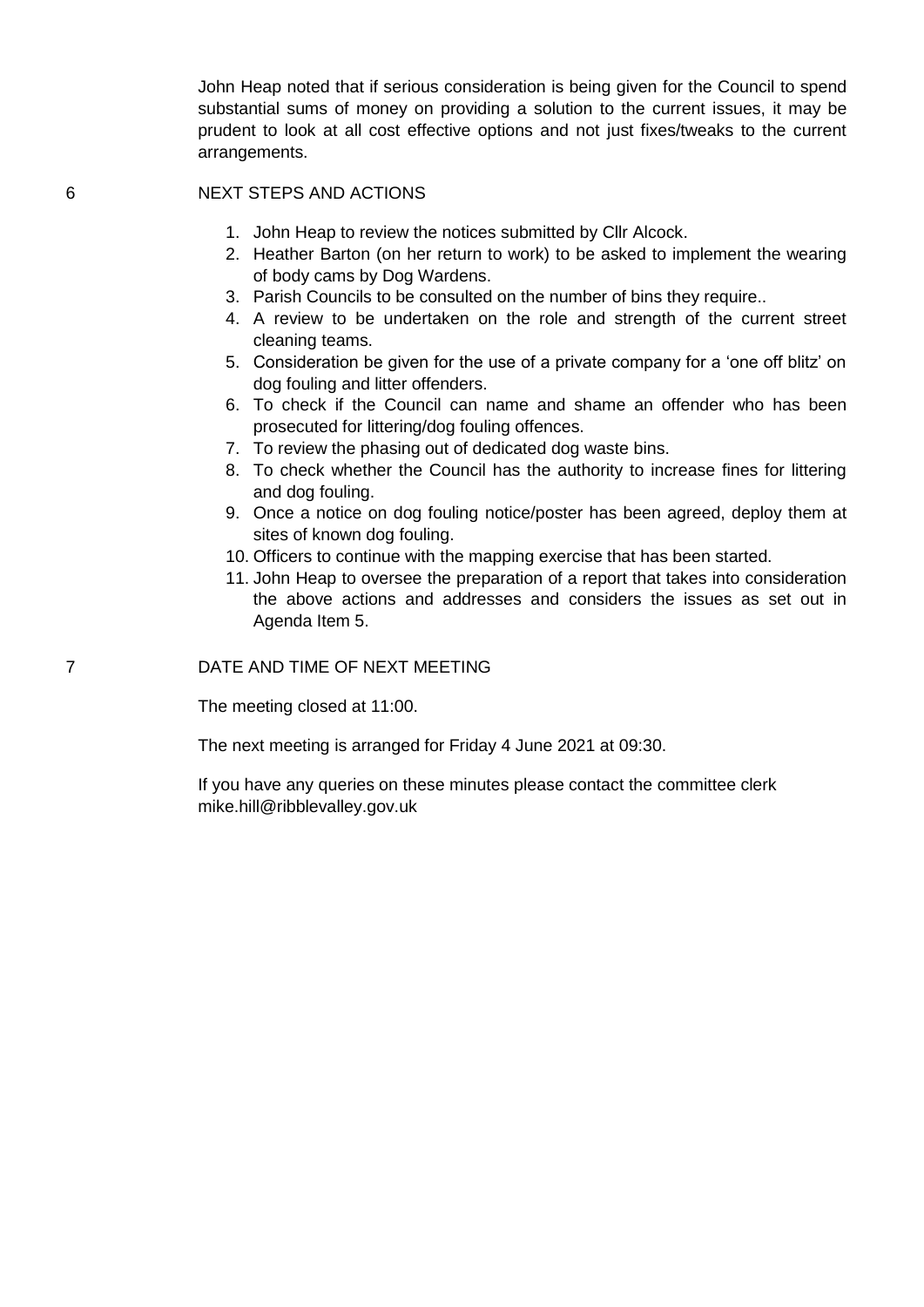John Heap noted that if serious consideration is being given for the Council to spend substantial sums of money on providing a solution to the current issues, it may be prudent to look at all cost effective options and not just fixes/tweaks to the current arrangements.

6 NEXT STEPS AND ACTIONS

1. John Heap to review the notices submitted by Cllr Alcock.
2. Heather Barton (on her return to work) to be asked to implement the wearing of body cams by Dog Wardens.
3. Parish Councils to be consulted on the number of bins they require..
4. A review to be undertaken on the role and strength of the current street cleaning teams.
5. Consideration be given for the use of a private company for a 'one off blitz' on dog fouling and litter offenders.
6. To check if the Council can name and shame an offender who has been prosecuted for littering/dog fouling offences.
7. To review the phasing out of dedicated dog waste bins.
8. To check whether the Council has the authority to increase fines for littering and dog fouling.
9. Once a notice on dog fouling notice/poster has been agreed, deploy them at sites of known dog fouling.
10. Officers to continue with the mapping exercise that has been started.
11. John Heap to oversee the preparation of a report that takes into consideration the above actions and addresses and considers the issues as set out in Agenda Item 5.

7 DATE AND TIME OF NEXT MEETING

The meeting closed at 11:00.

The next meeting is arranged for Friday 4 June 2021 at 09:30.

If you have any queries on these minutes please contact the committee clerk mike.hill@ribblevalley.gov.uk